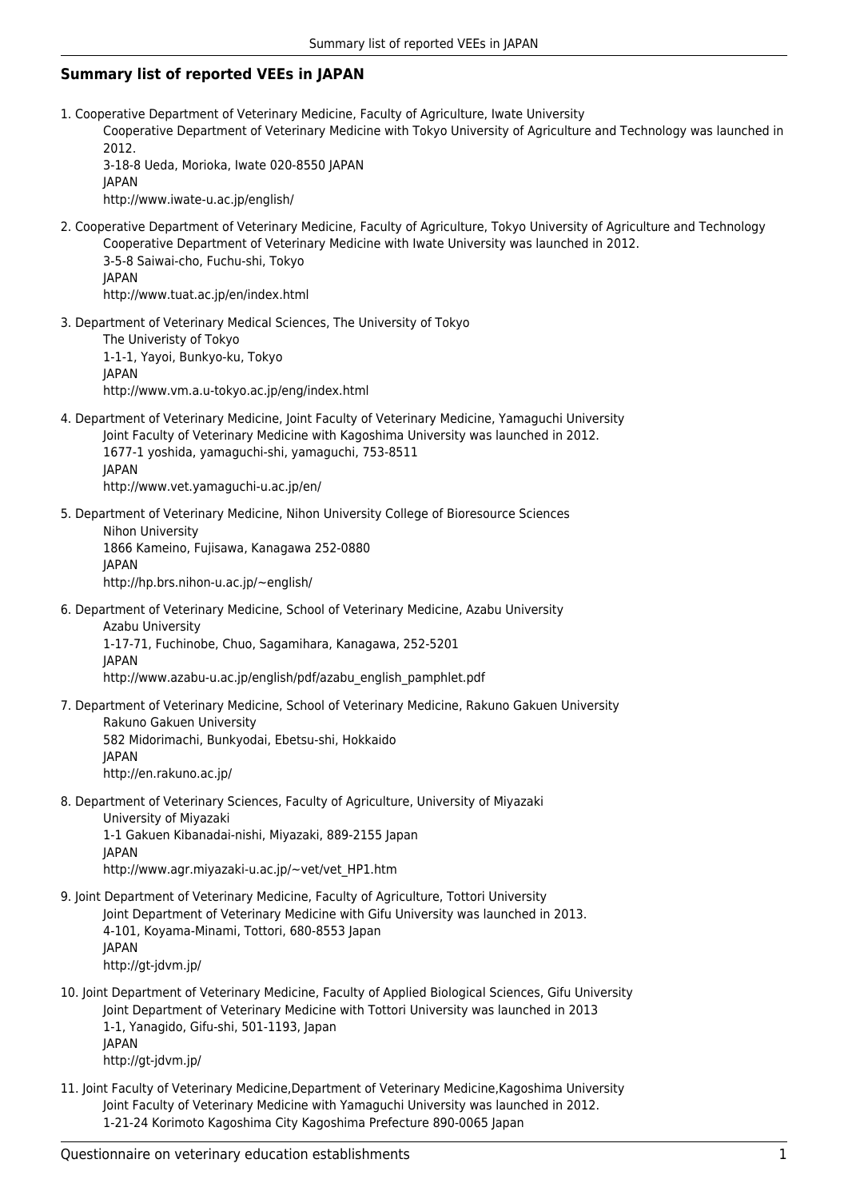## Summary list of reported VEEs in JAPAN

1. Cooperative Department of Veterinary Medicine, Faculty of Agriculture, Iwate University
   Cooperative Department of Veterinary Medicine with Tokyo University of Agriculture and Technology was launched in 2012.
   3-18-8 Ueda, Morioka, Iwate 020-8550 JAPAN
   JAPAN
   http://www.iwate-u.ac.jp/english/

2. Cooperative Department of Veterinary Medicine, Faculty of Agriculture, Tokyo University of Agriculture and Technology
   Cooperative Department of Veterinary Medicine with Iwate University was launched in 2012.
   3-5-8 Saiwai-cho, Fuchu-shi, Tokyo
   JAPAN
   http://www.tuat.ac.jp/en/index.html

3. Department of Veterinary Medical Sciences, The University of Tokyo
   The Univeristy of Tokyo
   1-1-1, Yayoi, Bunkyo-ku, Tokyo
   JAPAN
   http://www.vm.a.u-tokyo.ac.jp/eng/index.html

4. Department of Veterinary Medicine, Joint Faculty of Veterinary Medicine, Yamaguchi University
   Joint Faculty of Veterinary Medicine with Kagoshima University was launched in 2012.
   1677-1 yoshida, yamaguchi-shi, yamaguchi, 753-8511
   JAPAN
   http://www.vet.yamaguchi-u.ac.jp/en/

5. Department of Veterinary Medicine, Nihon University College of Bioresource Sciences
   Nihon University
   1866 Kameino, Fujisawa, Kanagawa 252-0880
   JAPAN
   http://hp.brs.nihon-u.ac.jp/~english/

6. Department of Veterinary Medicine, School of Veterinary Medicine, Azabu University
   Azabu University
   1-17-71, Fuchinobe, Chuo, Sagamihara, Kanagawa, 252-5201
   JAPAN
   http://www.azabu-u.ac.jp/english/pdf/azabu_english_pamphlet.pdf

7. Department of Veterinary Medicine, School of Veterinary Medicine, Rakuno Gakuen University
   Rakuno Gakuen University
   582 Midorimachi, Bunkyodai, Ebetsu-shi, Hokkaido
   JAPAN
   http://en.rakuno.ac.jp/

8. Department of Veterinary Sciences, Faculty of Agriculture, University of Miyazaki
   University of Miyazaki
   1-1 Gakuen Kibanadai-nishi, Miyazaki, 889-2155 Japan
   JAPAN
   http://www.agr.miyazaki-u.ac.jp/~vet/vet_HP1.htm

9. Joint Department of Veterinary Medicine, Faculty of Agriculture, Tottori University
   Joint Department of Veterinary Medicine with Gifu University was launched in 2013.
   4-101, Koyama-Minami, Tottori, 680-8553 Japan
   JAPAN
   http://gt-jdvm.jp/

10. Joint Department of Veterinary Medicine, Faculty of Applied Biological Sciences, Gifu University
    Joint Department of Veterinary Medicine with Tottori University was launched in 2013
    1-1, Yanagido, Gifu-shi, 501-1193, Japan
    JAPAN
    http://gt-jdvm.jp/

11. Joint Faculty of Veterinary Medicine,Department of Veterinary Medicine,Kagoshima University
    Joint Faculty of Veterinary Medicine with Yamaguchi University was launched in 2012.
    1-21-24 Korimoto Kagoshima City Kagoshima Prefecture 890-0065 Japan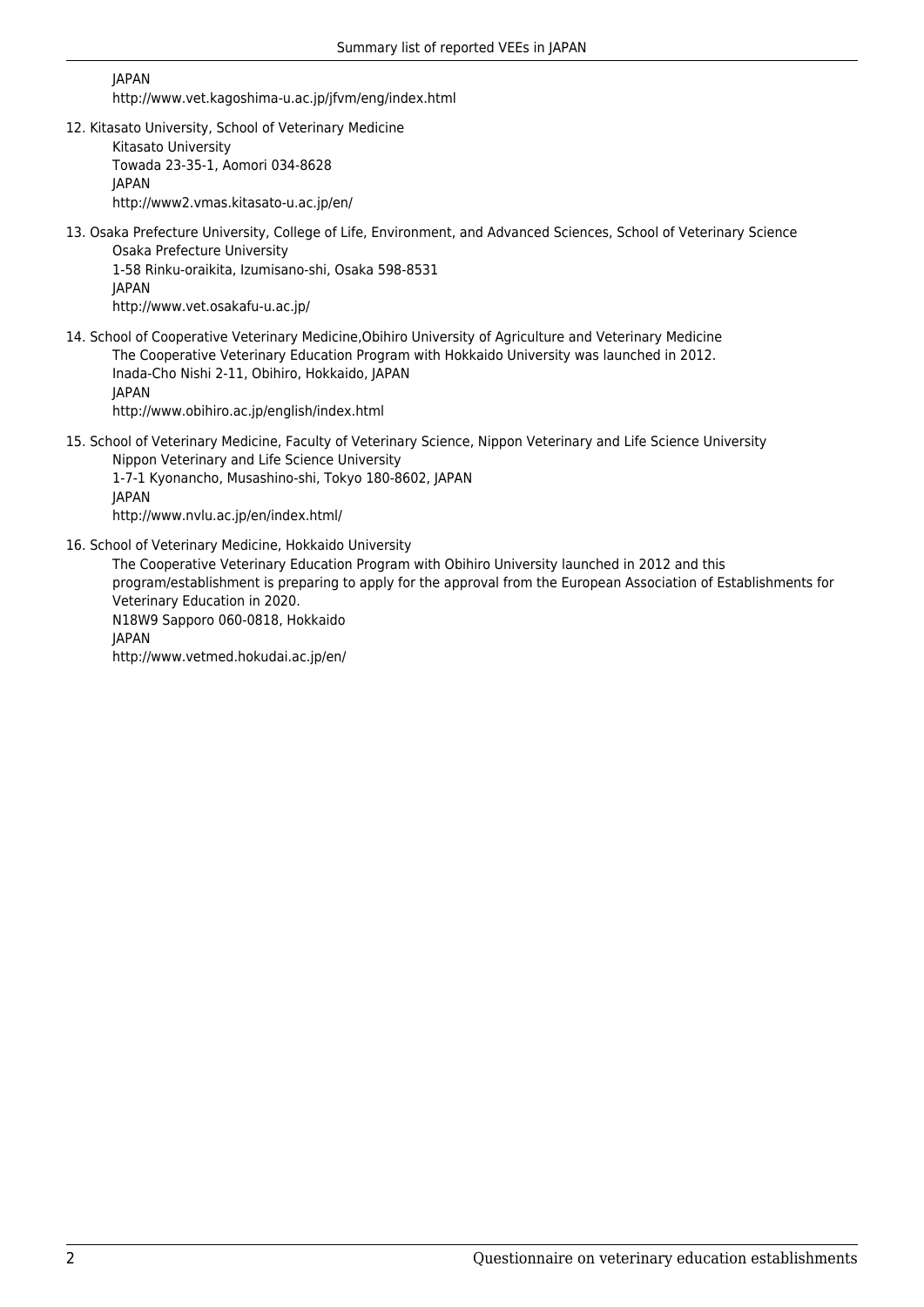JAPAN
http://www.vet.kagoshima-u.ac.jp/jfvm/eng/index.html

12. Kitasato University, School of Veterinary Medicine
    Kitasato University
    Towada 23-35-1, Aomori 034-8628
    JAPAN
    http://www2.vmas.kitasato-u.ac.jp/en/

13. Osaka Prefecture University, College of Life, Environment, and Advanced Sciences, School of Veterinary Science
    Osaka Prefecture University
    1-58 Rinku-oraikita, Izumisano-shi, Osaka 598-8531
    JAPAN
    http://www.vet.osakafu-u.ac.jp/

14. School of Cooperative Veterinary Medicine,Obihiro University of Agriculture and Veterinary Medicine
    The Cooperative Veterinary Education Program with Hokkaido University was launched in 2012.
    Inada-Cho Nishi 2-11, Obihiro, Hokkaido, JAPAN
    JAPAN
    http://www.obihiro.ac.jp/english/index.html

15. School of Veterinary Medicine, Faculty of Veterinary Science, Nippon Veterinary and Life Science University
    Nippon Veterinary and Life Science University
    1-7-1 Kyonancho, Musashino-shi, Tokyo 180-8602, JAPAN
    JAPAN
    http://www.nvlu.ac.jp/en/index.html/

16. School of Veterinary Medicine, Hokkaido University
    The Cooperative Veterinary Education Program with Obihiro University launched in 2012 and this program/establishment is preparing to apply for the approval from the European Association of Establishments for Veterinary Education in 2020.
    N18W9 Sapporo 060-0818, Hokkaido
    JAPAN
    http://www.vetmed.hokudai.ac.jp/en/